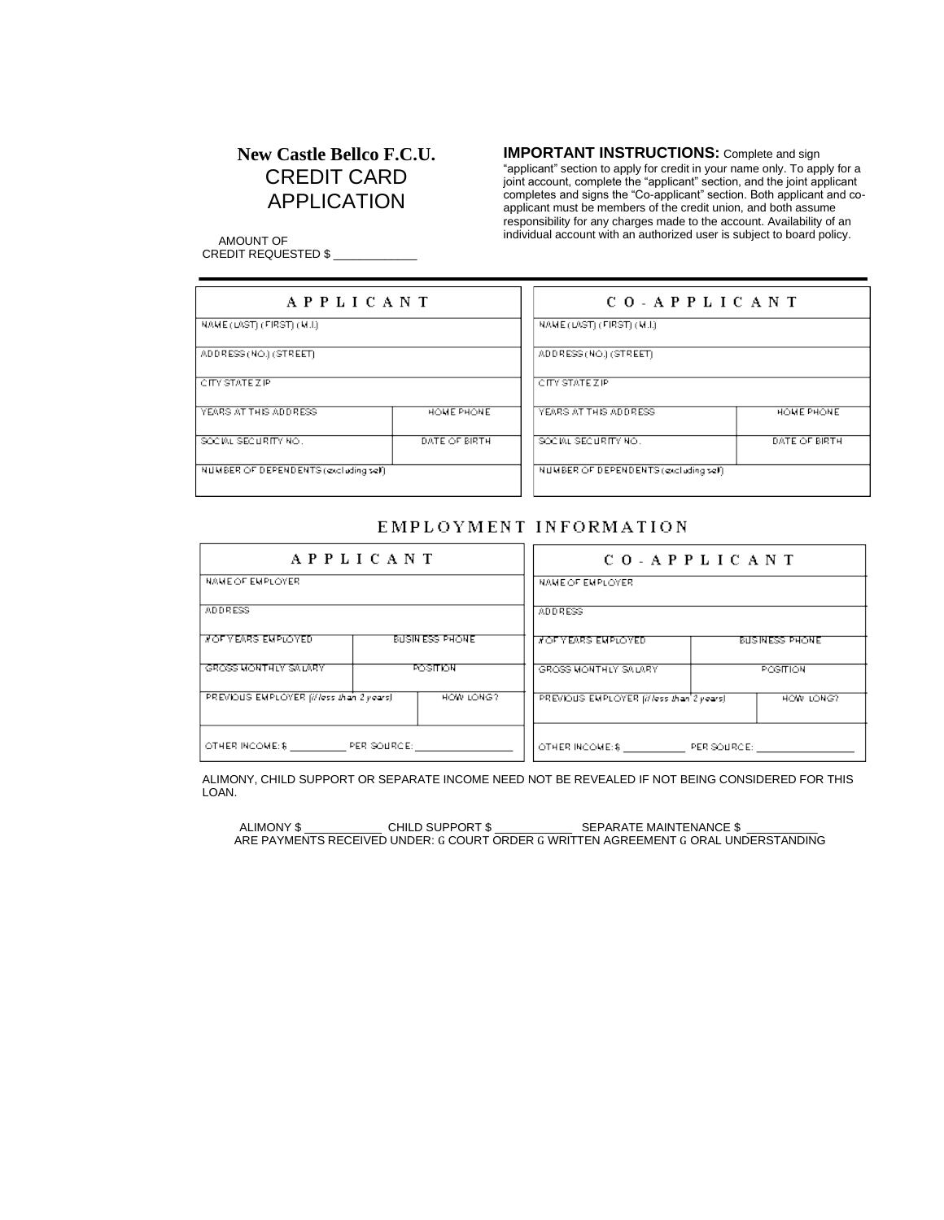# New Castle Bellco F.C.U.
## CREDIT CARD APPLICATION

AMOUNT OF CREDIT REQUESTED $ _____________

**IMPORTANT INSTRUCTIONS:** Complete and sign "applicant" section to apply for credit in your name only. To apply for a joint account, complete the "applicant" section, and the joint applicant completes and signs the "Co-applicant" section. Both applicant and co-applicant must be members of the credit union, and both assume responsibility for any charges made to the account. Availability of an individual account with an authorized user is subject to board policy.

| APPLICANT | | CO-APPLICANT | |
|---|---|---|---|
| NAME (LAST) (FIRST) (M.I.) | | NAME (LAST) (FIRST) (M.I.) | |
| ADDRESS (NO.) (STREET) | | ADDRESS (NO.) (STREET) | |
| CITY STATE ZIP | | CITY STATE ZIP | |
| YEARS AT THIS ADDRESS | HOME PHONE | YEARS AT THIS ADDRESS | HOME PHONE |
| SOCIAL SECURITY NO. | DATE OF BIRTH | SOCIAL SECURITY NO. | DATE OF BIRTH |
| NUMBER OF DEPENDENTS (excluding self) | | NUMBER OF DEPENDENTS (excluding self) | |

## EMPLOYMENT INFORMATION

| APPLICANT | | CO-APPLICANT | |
|---|---|---|---|
| NAME OF EMPLOYER | | NAME OF EMPLOYER | |
| ADDRESS | | ADDRESS | |
| # OF YEARS EMPLOYED | BUSINESS PHONE | # OF YEARS EMPLOYED | BUSINESS PHONE |
| GROSS MONTHLY SALARY | POSITION | GROSS MONTHLY SALARY | POSITION |
| PREVIOUS EMPLOYER (if less than 2 years) | HOW LONG? | PREVIOUS EMPLOYER (if less than 2 years) | HOW LONG? |
| OTHER INCOME: $ __________ PER SOURCE: _________________ | | OTHER INCOME: $ ___________ PER SOURCE: _________________ | |

ALIMONY, CHILD SUPPORT OR SEPARATE INCOME NEED NOT BE REVEALED IF NOT BEING CONSIDERED FOR THIS LOAN.

ALIMONY $ ____________ CHILD SUPPORT $ ____________ SEPARATE MAINTENANCE $ ___________

ARE PAYMENTS RECEIVED UNDER: G COURT ORDER G WRITTEN AGREEMENT G ORAL UNDERSTANDING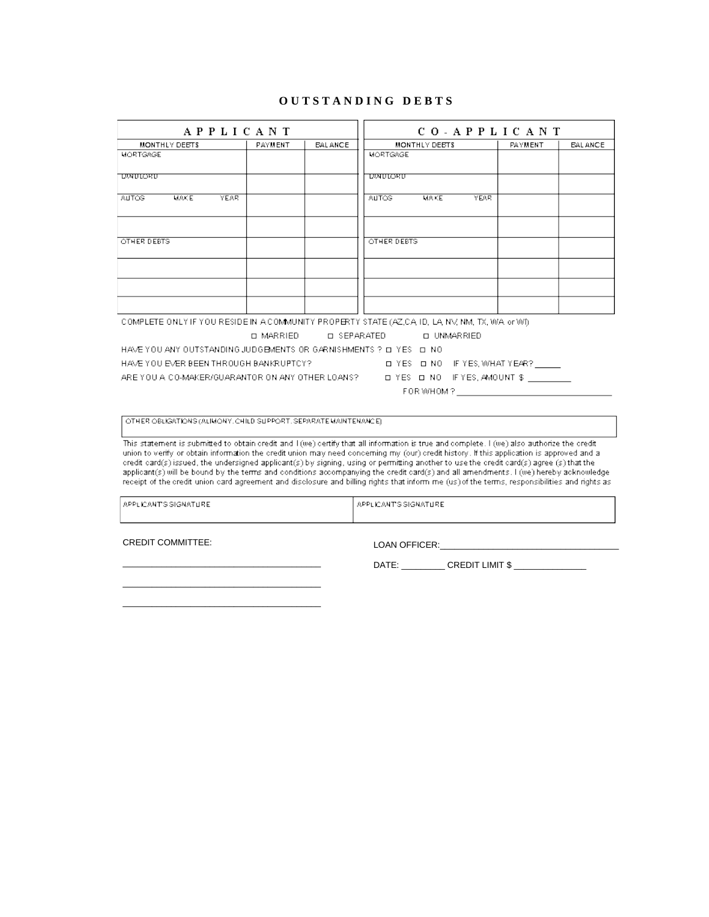# OUTSTANDING DEBTS

| APPLICANT | | | CO-APPLICANT | | |
|---|---|---|---|---|---|
| MONTHLY DEBTS | PAYMENT | BALANCE | MONTHLY DEBTS | PAYMENT | BALANCE |
| MORTGAGE | | | MORTGAGE | | |
| LANDLORD | | | LANDLORD | | |
| AUTOS MAKE YEAR | | | AUTOS MAKE YEAR | | |
| | | | | | |
| OTHER DEBTS | | | OTHER DEBTS | | |
| | | | | | |
| | | | | | |
| | | | | | |

COMPLETE ONLY IF YOU RESIDE IN A COMMUNITY PROPERTY STATE (AZ,CA, ID, LA, NV, NM, TX, WA or WI)

☐ MARRIED ☐ SEPARATED ☐ UNMARRIED

HAVE YOU ANY OUTSTANDING JUDGEMENTS OR GARNISHMENTS ? ☐ YES ☐ NO

HAVE YOU EVER BEEN THROUGH BANKRUPTCY? ☐ YES ☐ NO IF YES, WHAT YEAR? ______

ARE YOU A CO-MAKER/GUARANTOR ON ANY OTHER LOANS? ☐ YES ☐ NO IF YES, AMOUNT $ __________

FOR WHOM ? ___________________________________

| OTHER OBLIGATIONS (ALIMONY, CHILD SUPPORT, SEPARATE MAINTENANCE) |
|---|
| |

This statement is submitted to obtain credit and I (we) certify that all information is true and complete. I (we) also authorize the credit union to verify or obtain information the credit union may need concerning my (our) credit history. If this application is approved and a credit card(s) issued, the undersigned applicant(s) by signing, using or permitting another to use the credit card(s) agree (s) that the applicant(s) will be bound by the terms and conditions accompanying the credit card(s) and all amendments. I (we) hereby acknowledge receipt of the credit union card agreement and disclosure and billing rights that inform me (us) of the terms, responsibilities and rights as

| APPLICANT'S SIGNATURE | APPLICANT'S SIGNATURE |
|---|---|
| | |

CREDIT COMMITTEE:

LOAN OFFICER:_____________________________________

_________________________________________

DATE: _________ CREDIT LIMIT $ _______________

_________________________________________

_________________________________________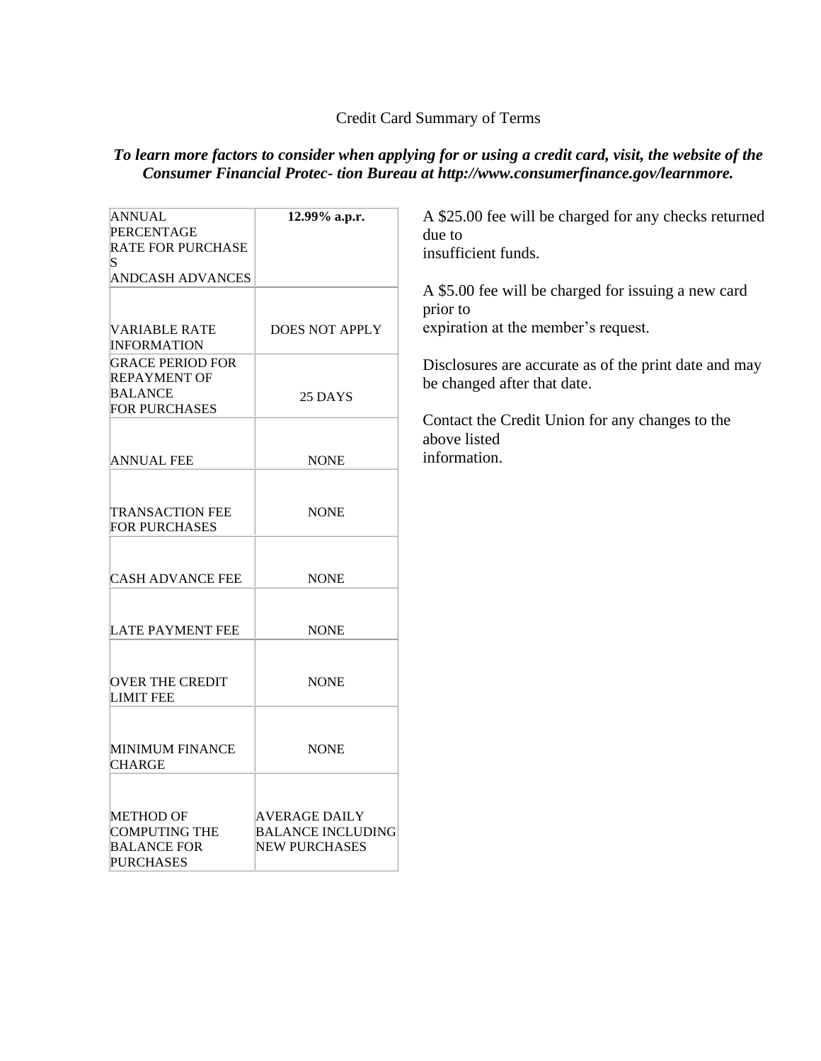Credit Card Summary of Terms

***To learn more factors to consider when applying for or using a credit card, visit, the website of the Consumer Financial Protec- tion Bureau at http://www.consumerfinance.gov/learnmore.***

| | |
|---|---|
| ANNUAL PERCENTAGE RATE FOR PURCHASES ANDCASH ADVANCES | **12.99% a.p.r.** |
| VARIABLE RATE INFORMATION | DOES NOT APPLY |
| GRACE PERIOD FOR REPAYMENT OF BALANCE FOR PURCHASES | 25 DAYS |
| ANNUAL FEE | NONE |
| TRANSACTION FEE FOR PURCHASES | NONE |
| CASH ADVANCE FEE | NONE |
| LATE PAYMENT FEE | NONE |
| OVER THE CREDIT LIMIT FEE | NONE |
| MINIMUM FINANCE CHARGE | NONE |
| METHOD OF COMPUTING THE BALANCE FOR PURCHASES | AVERAGE DAILY BALANCE INCLUDING NEW PURCHASES |

A $25.00 fee will be charged for any checks returned due to insufficient funds.

A $5.00 fee will be charged for issuing a new card prior to expiration at the member's request.

Disclosures are accurate as of the print date and may be changed after that date.

Contact the Credit Union for any changes to the above listed information.